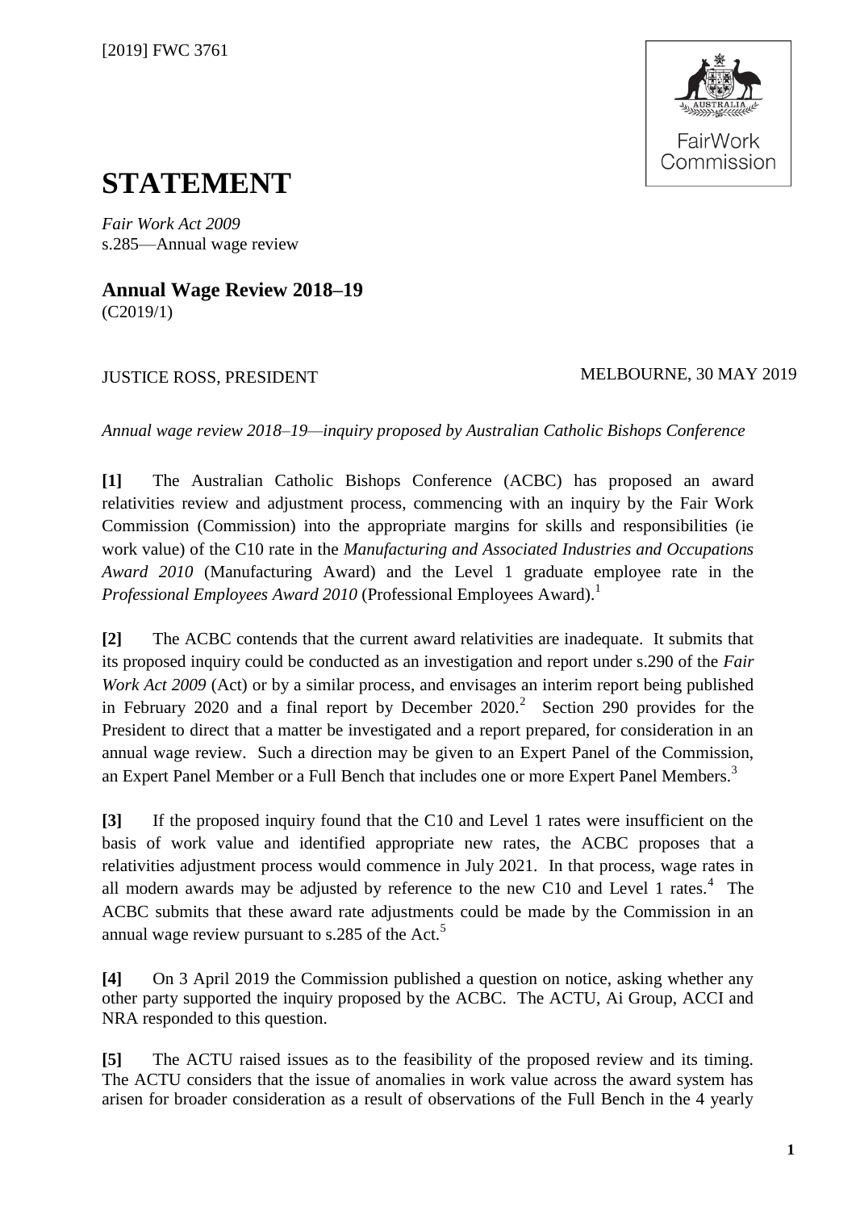[2019] FWC 3761

# STATEMENT

*Fair Work Act 2009*
s.285—Annual wage review

## Annual Wage Review 2018–19

(C2019/1)

JUSTICE ROSS, PRESIDENT

MELBOURNE, 30 MAY 2019

*Annual wage review 2018–19—inquiry proposed by Australian Catholic Bishops Conference*

**[1]** The Australian Catholic Bishops Conference (ACBC) has proposed an award relativities review and adjustment process, commencing with an inquiry by the Fair Work Commission (Commission) into the appropriate margins for skills and responsibilities (ie work value) of the C10 rate in the *Manufacturing and Associated Industries and Occupations Award 2010* (Manufacturing Award) and the Level 1 graduate employee rate in the *Professional Employees Award 2010* (Professional Employees Award).[1]

**[2]** The ACBC contends that the current award relativities are inadequate. It submits that its proposed inquiry could be conducted as an investigation and report under s.290 of the *Fair Work Act 2009* (Act) or by a similar process, and envisages an interim report being published in February 2020 and a final report by December 2020.[2] Section 290 provides for the President to direct that a matter be investigated and a report prepared, for consideration in an annual wage review. Such a direction may be given to an Expert Panel of the Commission, an Expert Panel Member or a Full Bench that includes one or more Expert Panel Members.[3]

**[3]** If the proposed inquiry found that the C10 and Level 1 rates were insufficient on the basis of work value and identified appropriate new rates, the ACBC proposes that a relativities adjustment process would commence in July 2021. In that process, wage rates in all modern awards may be adjusted by reference to the new C10 and Level 1 rates.[4] The ACBC submits that these award rate adjustments could be made by the Commission in an annual wage review pursuant to s.285 of the Act.[5]

**[4]** On 3 April 2019 the Commission published a question on notice, asking whether any other party supported the inquiry proposed by the ACBC. The ACTU, Ai Group, ACCI and NRA responded to this question.

**[5]** The ACTU raised issues as to the feasibility of the proposed review and its timing. The ACTU considers that the issue of anomalies in work value across the award system has arisen for broader consideration as a result of observations of the Full Bench in the 4 yearly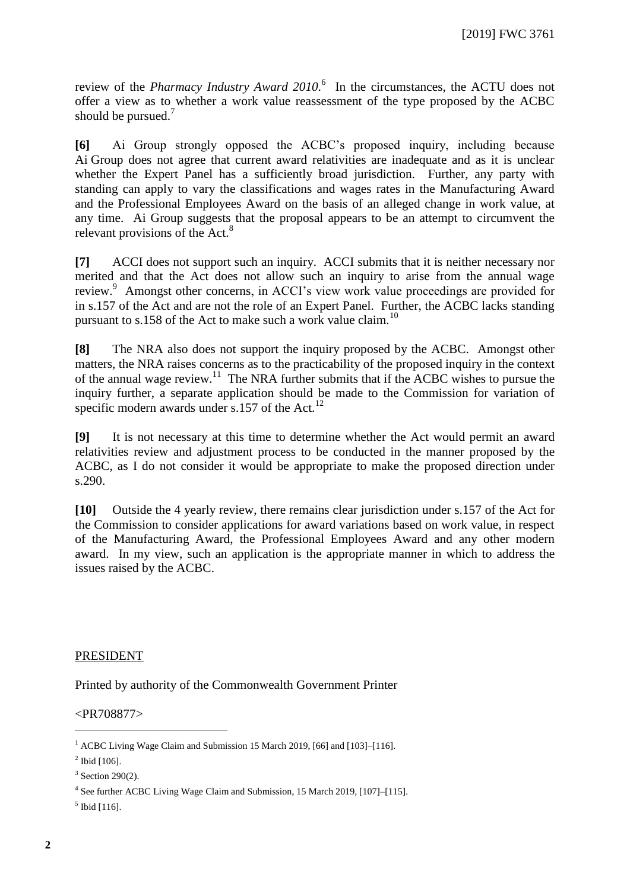review of the *Pharmacy Industry Award 2010*.[6] In the circumstances, the ACTU does not offer a view as to whether a work value reassessment of the type proposed by the ACBC should be pursued.[7]

**[6]** Ai Group strongly opposed the ACBC's proposed inquiry, including because Ai Group does not agree that current award relativities are inadequate and as it is unclear whether the Expert Panel has a sufficiently broad jurisdiction. Further, any party with standing can apply to vary the classifications and wages rates in the Manufacturing Award and the Professional Employees Award on the basis of an alleged change in work value, at any time. Ai Group suggests that the proposal appears to be an attempt to circumvent the relevant provisions of the Act.[8]

**[7]** ACCI does not support such an inquiry. ACCI submits that it is neither necessary nor merited and that the Act does not allow such an inquiry to arise from the annual wage review.[9] Amongst other concerns, in ACCI's view work value proceedings are provided for in s.157 of the Act and are not the role of an Expert Panel. Further, the ACBC lacks standing pursuant to s.158 of the Act to make such a work value claim.[10]

**[8]** The NRA also does not support the inquiry proposed by the ACBC. Amongst other matters, the NRA raises concerns as to the practicability of the proposed inquiry in the context of the annual wage review.[11] The NRA further submits that if the ACBC wishes to pursue the inquiry further, a separate application should be made to the Commission for variation of specific modern awards under s.157 of the Act.[12]

**[9]** It is not necessary at this time to determine whether the Act would permit an award relativities review and adjustment process to be conducted in the manner proposed by the ACBC, as I do not consider it would be appropriate to make the proposed direction under s.290.

**[10]** Outside the 4 yearly review, there remains clear jurisdiction under s.157 of the Act for the Commission to consider applications for award variations based on work value, in respect of the Manufacturing Award, the Professional Employees Award and any other modern award. In my view, such an application is the appropriate manner in which to address the issues raised by the ACBC.

PRESIDENT

Printed by authority of the Commonwealth Government Printer

<PR708877>

---

[1] ACBC Living Wage Claim and Submission 15 March 2019, [66] and [103]–[116].

[2] Ibid [106].

[3] Section 290(2).

[4] See further ACBC Living Wage Claim and Submission, 15 March 2019, [107]–[115].

[5] Ibid [116].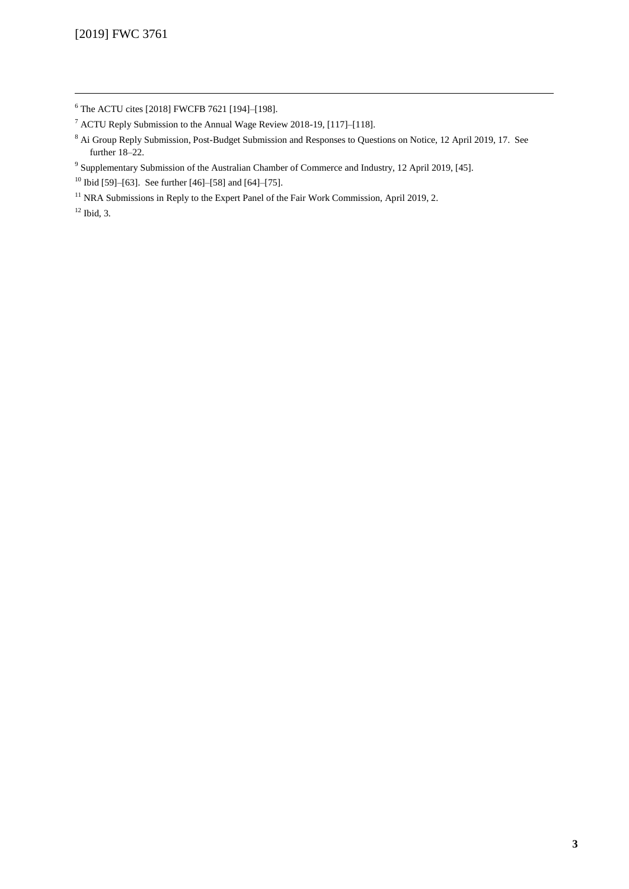[6] The ACTU cites [2018] FWCFB 7621 [194]–[198].

[7] ACTU Reply Submission to the Annual Wage Review 2018-19, [117]–[118].

[8] Ai Group Reply Submission, Post-Budget Submission and Responses to Questions on Notice, 12 April 2019, 17. See further 18–22.

[9] Supplementary Submission of the Australian Chamber of Commerce and Industry, 12 April 2019, [45].

[10] Ibid [59]–[63]. See further [46]–[58] and [64]–[75].

[11] NRA Submissions in Reply to the Expert Panel of the Fair Work Commission, April 2019, 2.

[12] Ibid, 3.